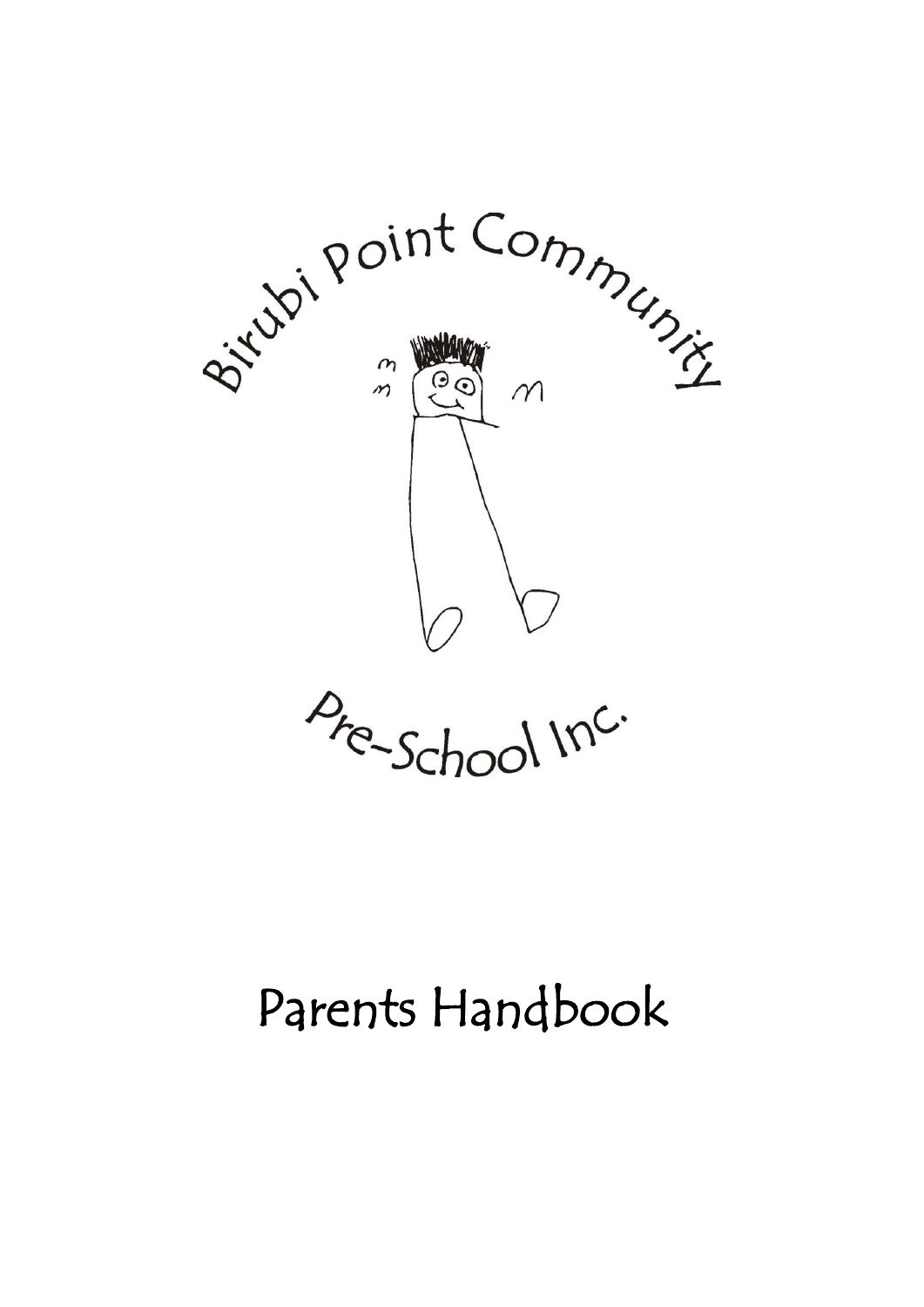Birubi Point Community

Pre-School Inc.

# Parents Handbook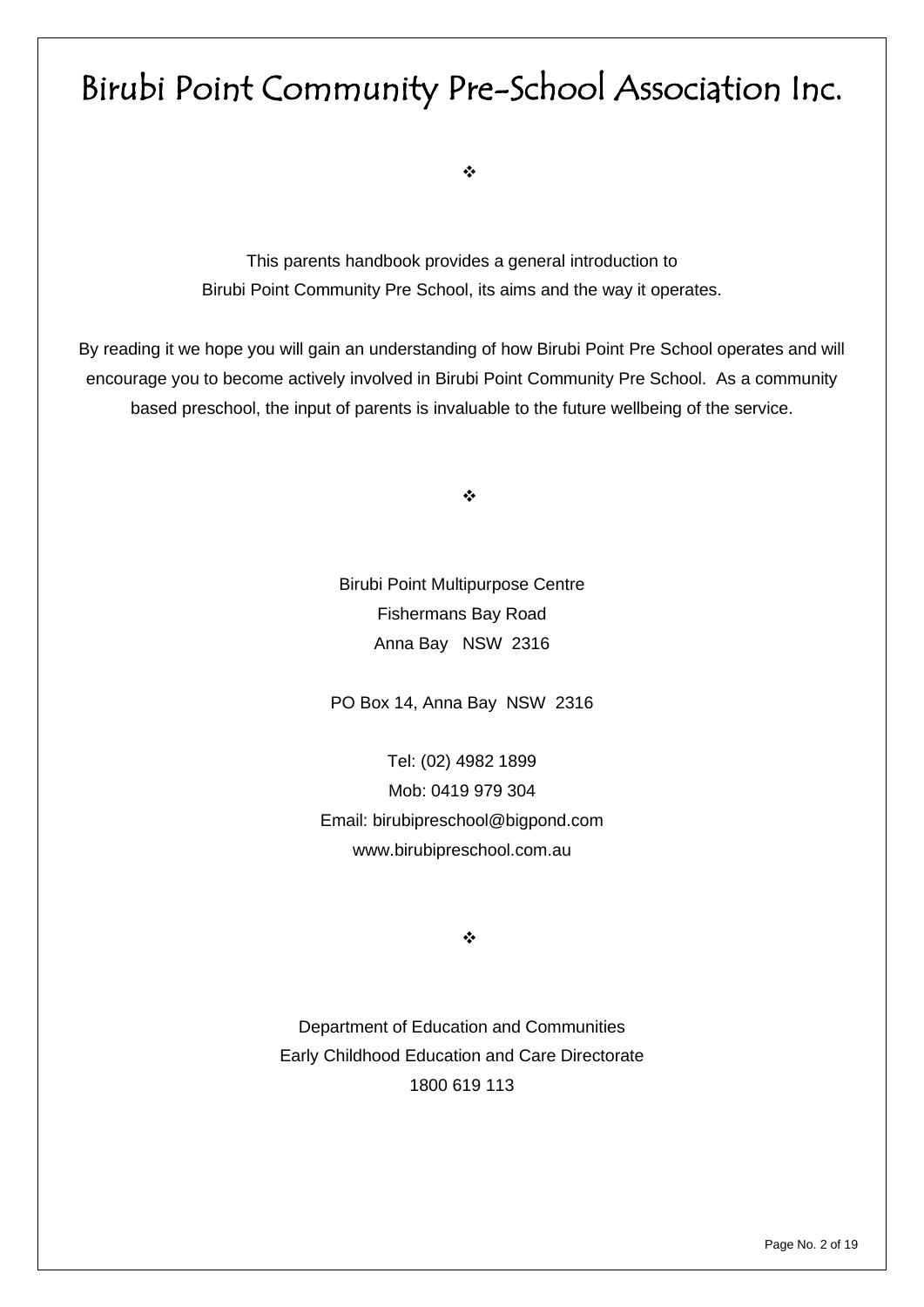# Birubi Point Community Pre-School Association Inc.

❖

This parents handbook provides a general introduction to
Birubi Point Community Pre School, its aims and the way it operates.

By reading it we hope you will gain an understanding of how Birubi Point Pre School operates and will encourage you to become actively involved in Birubi Point Community Pre School. As a community based preschool, the input of parents is invaluable to the future wellbeing of the service.

❖

Birubi Point Multipurpose Centre
Fishermans Bay Road
Anna Bay NSW 2316

PO Box 14, Anna Bay NSW 2316

Tel: (02) 4982 1899
Mob: 0419 979 304
Email: birubipreschool@bigpond.com
www.birubipreschool.com.au

❖

Department of Education and Communities
Early Childhood Education and Care Directorate
1800 619 113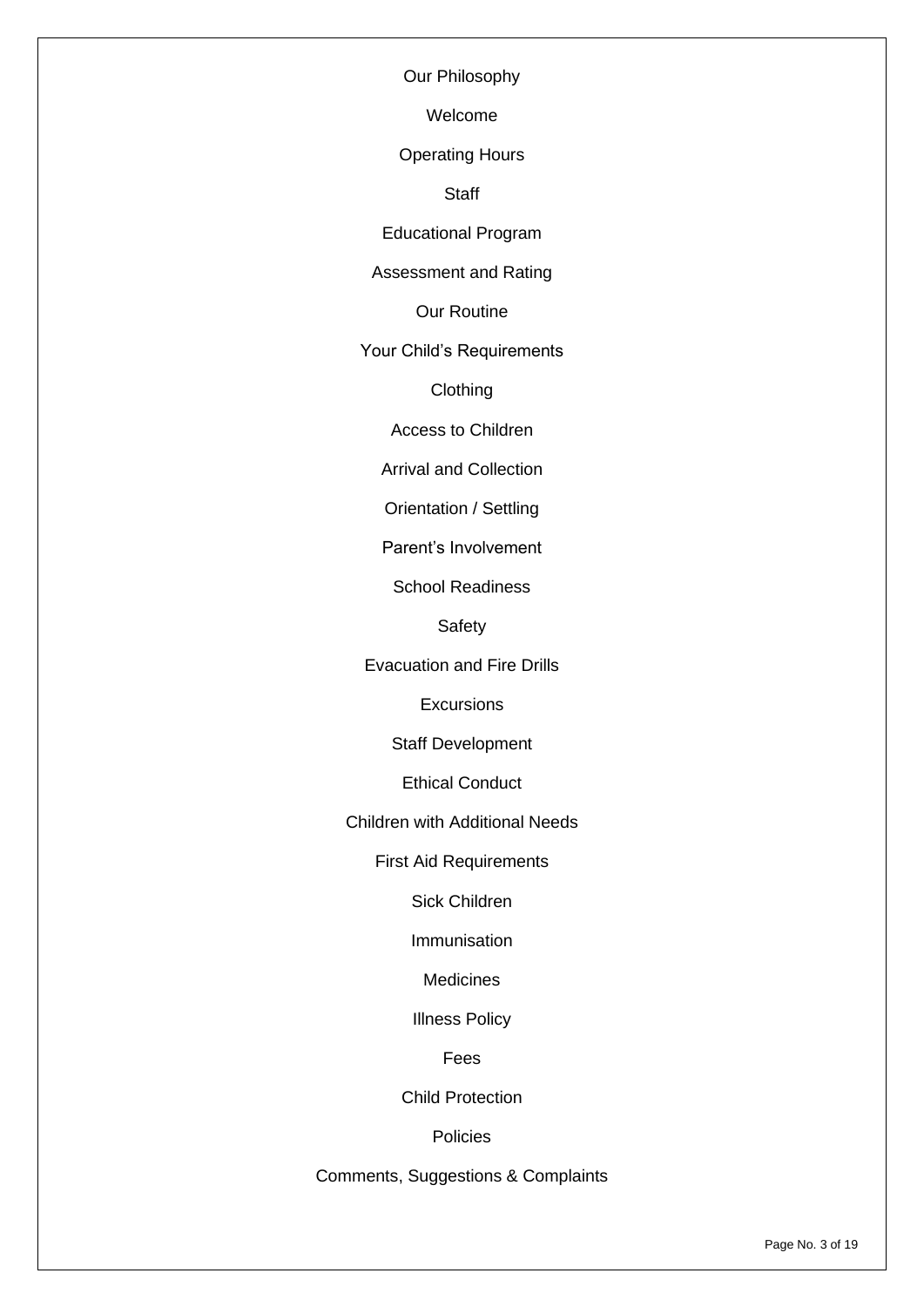Our Philosophy

Welcome

Operating Hours

Staff

Educational Program

Assessment and Rating

Our Routine

Your Child's Requirements

Clothing

Access to Children

Arrival and Collection

Orientation / Settling

Parent's Involvement

School Readiness

Safety

Evacuation and Fire Drills

Excursions

Staff Development

Ethical Conduct

Children with Additional Needs

First Aid Requirements

Sick Children

Immunisation

Medicines

Illness Policy

Fees

Child Protection

Policies

Comments, Suggestions & Complaints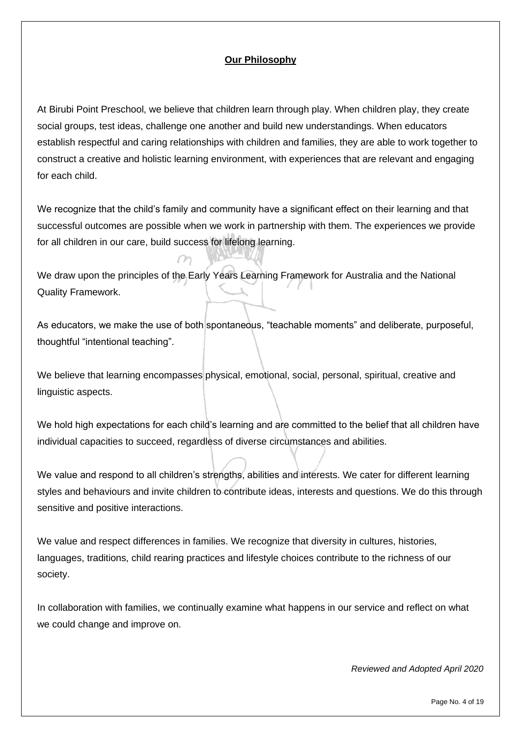# Our Philosophy

At Birubi Point Preschool, we believe that children learn through play. When children play, they create social groups, test ideas, challenge one another and build new understandings. When educators establish respectful and caring relationships with children and families, they are able to work together to construct a creative and holistic learning environment, with experiences that are relevant and engaging for each child.

We recognize that the child's family and community have a significant effect on their learning and that successful outcomes are possible when we work in partnership with them. The experiences we provide for all children in our care, build success for lifelong learning.

We draw upon the principles of the Early Years Learning Framework for Australia and the National Quality Framework.

As educators, we make the use of both spontaneous, "teachable moments" and deliberate, purposeful, thoughtful "intentional teaching".

We believe that learning encompasses physical, emotional, social, personal, spiritual, creative and linguistic aspects.

We hold high expectations for each child's learning and are committed to the belief that all children have individual capacities to succeed, regardless of diverse circumstances and abilities.

We value and respond to all children's strengths, abilities and interests. We cater for different learning styles and behaviours and invite children to contribute ideas, interests and questions. We do this through sensitive and positive interactions.

We value and respect differences in families. We recognize that diversity in cultures, histories, languages, traditions, child rearing practices and lifestyle choices contribute to the richness of our society.

In collaboration with families, we continually examine what happens in our service and reflect on what we could change and improve on.

*Reviewed and Adopted April 2020*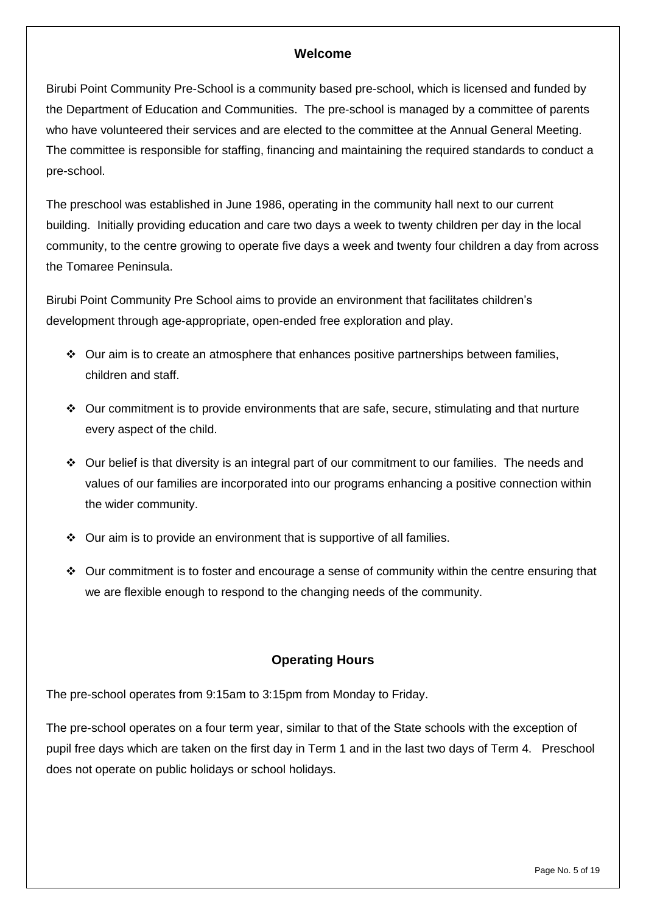## Welcome

Birubi Point Community Pre-School is a community based pre-school, which is licensed and funded by the Department of Education and Communities. The pre-school is managed by a committee of parents who have volunteered their services and are elected to the committee at the Annual General Meeting. The committee is responsible for staffing, financing and maintaining the required standards to conduct a pre-school.

The preschool was established in June 1986, operating in the community hall next to our current building. Initially providing education and care two days a week to twenty children per day in the local community, to the centre growing to operate five days a week and twenty four children a day from across the Tomaree Peninsula.

Birubi Point Community Pre School aims to provide an environment that facilitates children's development through age-appropriate, open-ended free exploration and play.

- Our aim is to create an atmosphere that enhances positive partnerships between families, children and staff.
- Our commitment is to provide environments that are safe, secure, stimulating and that nurture every aspect of the child.
- Our belief is that diversity is an integral part of our commitment to our families. The needs and values of our families are incorporated into our programs enhancing a positive connection within the wider community.
- Our aim is to provide an environment that is supportive of all families.
- Our commitment is to foster and encourage a sense of community within the centre ensuring that we are flexible enough to respond to the changing needs of the community.

## Operating Hours

The pre-school operates from 9:15am to 3:15pm from Monday to Friday.

The pre-school operates on a four term year, similar to that of the State schools with the exception of pupil free days which are taken on the first day in Term 1 and in the last two days of Term 4. Preschool does not operate on public holidays or school holidays.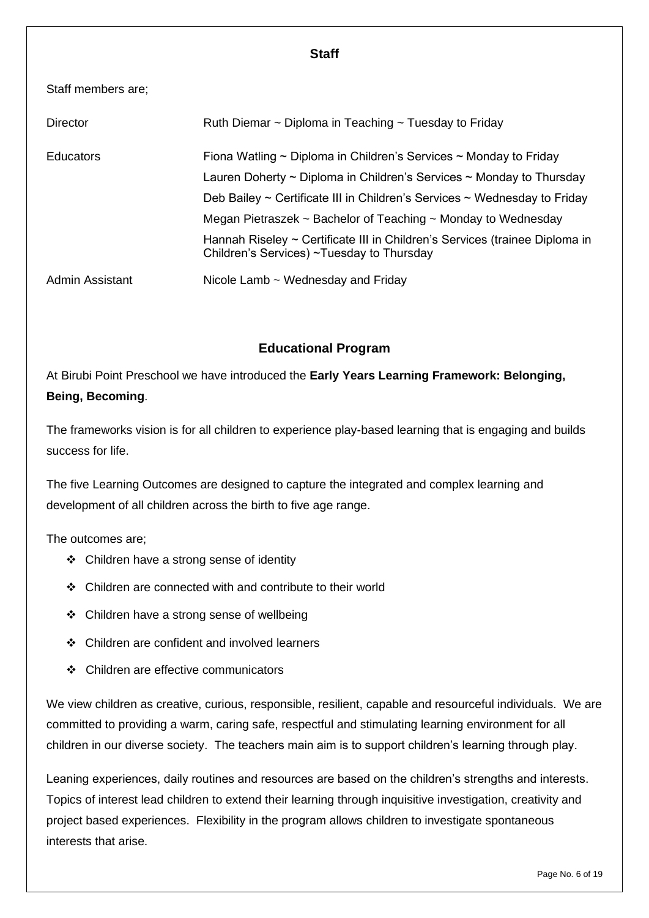## Staff

Staff members are;

| | |
|---|---|
| Director | Ruth Diemar ~ Diploma in Teaching ~ Tuesday to Friday |
| Educators | Fiona Watling ~ Diploma in Children's Services ~ Monday to Friday |
| | Lauren Doherty ~ Diploma in Children's Services ~ Monday to Thursday |
| | Deb Bailey ~ Certificate III in Children's Services ~ Wednesday to Friday |
| | Megan Pietraszek ~ Bachelor of Teaching ~ Monday to Wednesday |
| | Hannah Riseley ~ Certificate III in Children's Services (trainee Diploma in Children's Services) ~Tuesday to Thursday |
| Admin Assistant | Nicole Lamb ~ Wednesday and Friday |

## Educational Program

At Birubi Point Preschool we have introduced the **Early Years Learning Framework: Belonging, Being, Becoming**.

The frameworks vision is for all children to experience play-based learning that is engaging and builds success for life.

The five Learning Outcomes are designed to capture the integrated and complex learning and development of all children across the birth to five age range.

The outcomes are;

- Children have a strong sense of identity
- Children are connected with and contribute to their world
- Children have a strong sense of wellbeing
- Children are confident and involved learners
- Children are effective communicators

We view children as creative, curious, responsible, resilient, capable and resourceful individuals. We are committed to providing a warm, caring safe, respectful and stimulating learning environment for all children in our diverse society. The teachers main aim is to support children's learning through play.

Leaning experiences, daily routines and resources are based on the children's strengths and interests. Topics of interest lead children to extend their learning through inquisitive investigation, creativity and project based experiences. Flexibility in the program allows children to investigate spontaneous interests that arise.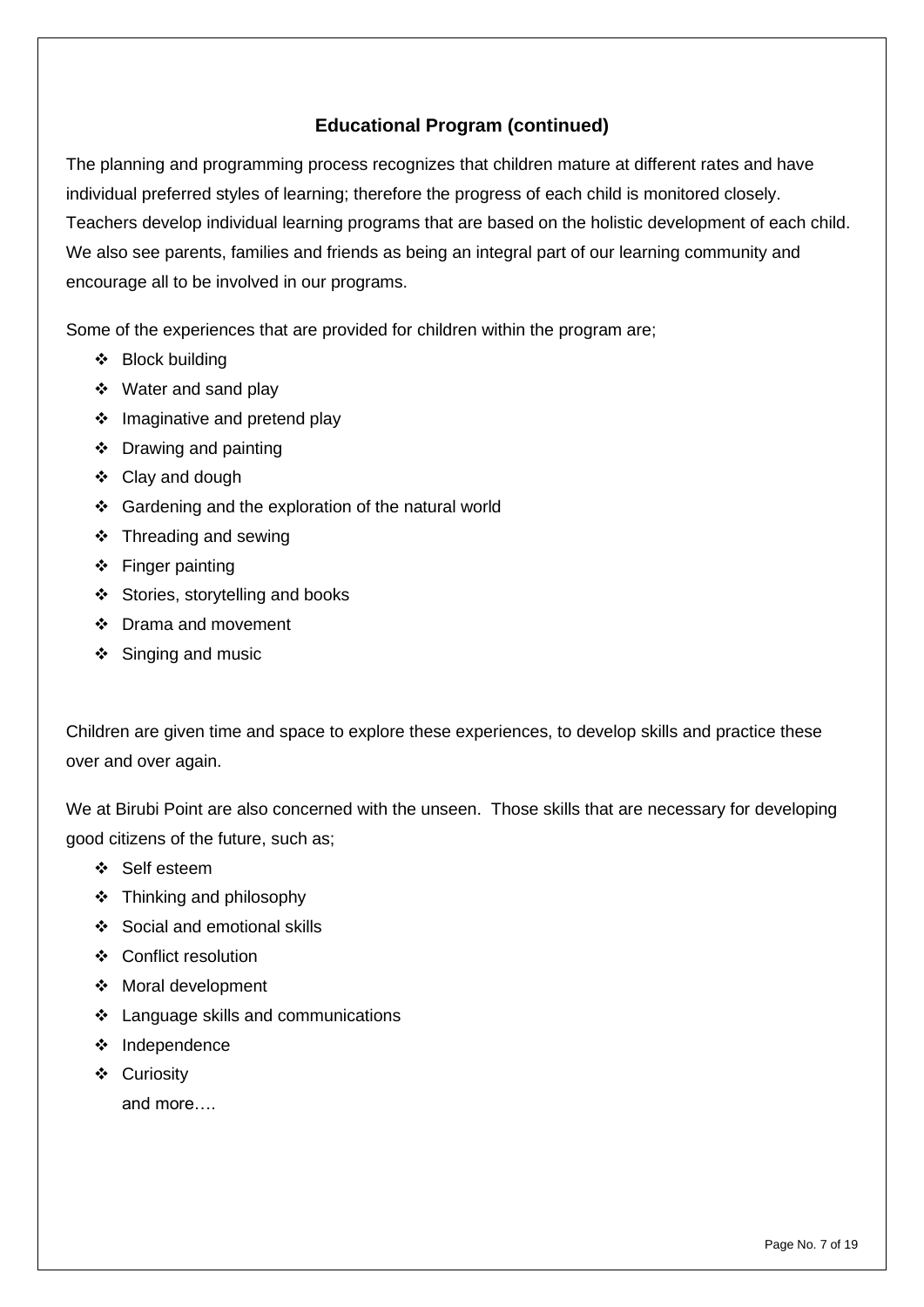## Educational Program (continued)

The planning and programming process recognizes that children mature at different rates and have individual preferred styles of learning; therefore the progress of each child is monitored closely. Teachers develop individual learning programs that are based on the holistic development of each child. We also see parents, families and friends as being an integral part of our learning community and encourage all to be involved in our programs.

Some of the experiences that are provided for children within the program are;

- Block building
- Water and sand play
- Imaginative and pretend play
- Drawing and painting
- Clay and dough
- Gardening and the exploration of the natural world
- Threading and sewing
- Finger painting
- Stories, storytelling and books
- Drama and movement
- Singing and music

Children are given time and space to explore these experiences, to develop skills and practice these over and over again.

We at Birubi Point are also concerned with the unseen. Those skills that are necessary for developing good citizens of the future, such as;

- Self esteem
- Thinking and philosophy
- Social and emotional skills
- Conflict resolution
- Moral development
- Language skills and communications
- Independence
- Curiosity

  and more….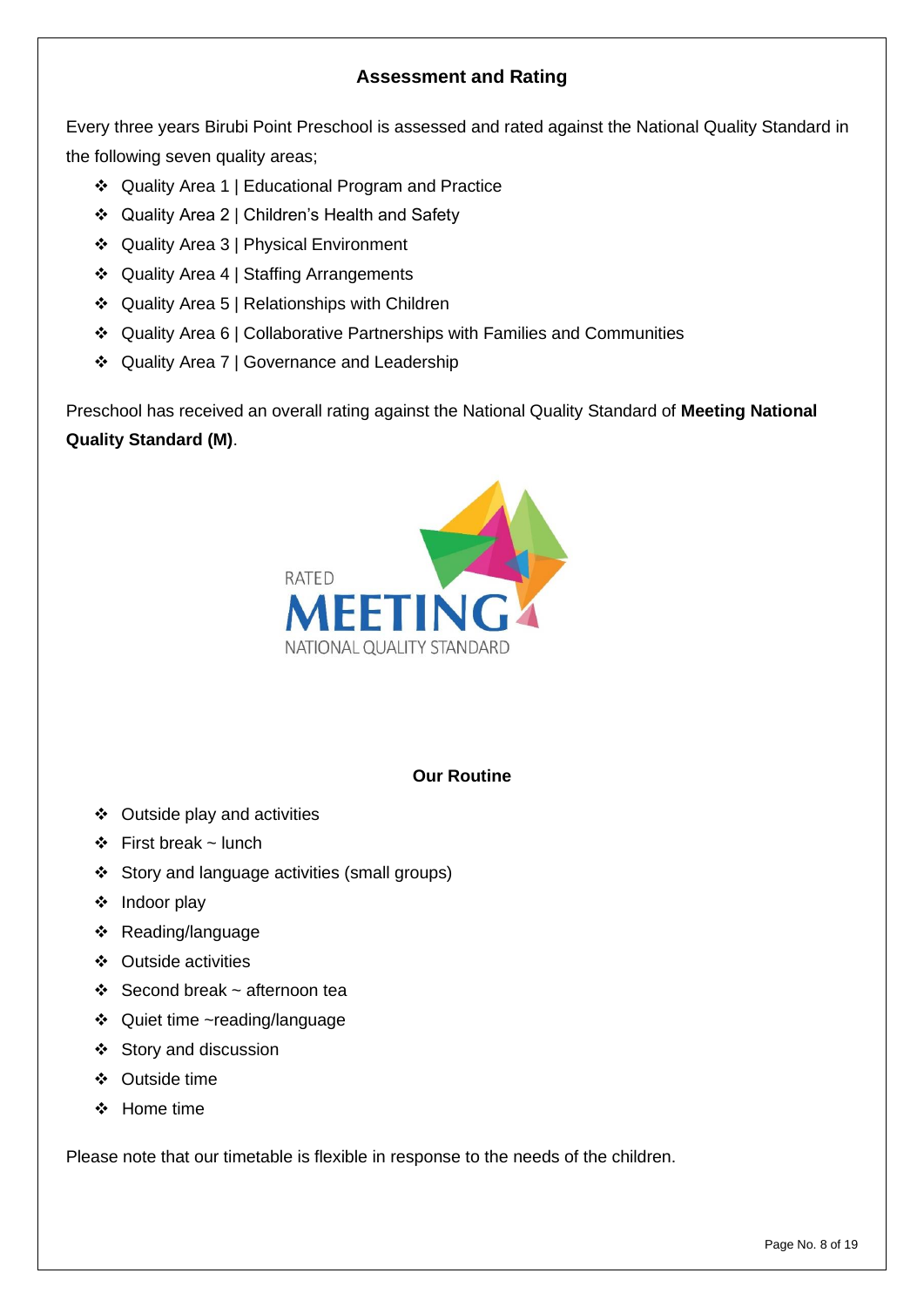## Assessment and Rating

Every three years Birubi Point Preschool is assessed and rated against the National Quality Standard in the following seven quality areas;

- Quality Area 1 | Educational Program and Practice
- Quality Area 2 | Children's Health and Safety
- Quality Area 3 | Physical Environment
- Quality Area 4 | Staffing Arrangements
- Quality Area 5 | Relationships with Children
- Quality Area 6 | Collaborative Partnerships with Families and Communities
- Quality Area 7 | Governance and Leadership

Preschool has received an overall rating against the National Quality Standard of **Meeting National Quality Standard (M)**.

RATED MEETING NATIONAL QUALITY STANDARD

## Our Routine

- Outside play and activities
- First break ~ lunch
- Story and language activities (small groups)
- Indoor play
- Reading/language
- Outside activities
- Second break ~ afternoon tea
- Quiet time ~reading/language
- Story and discussion
- Outside time
- Home time

Please note that our timetable is flexible in response to the needs of the children.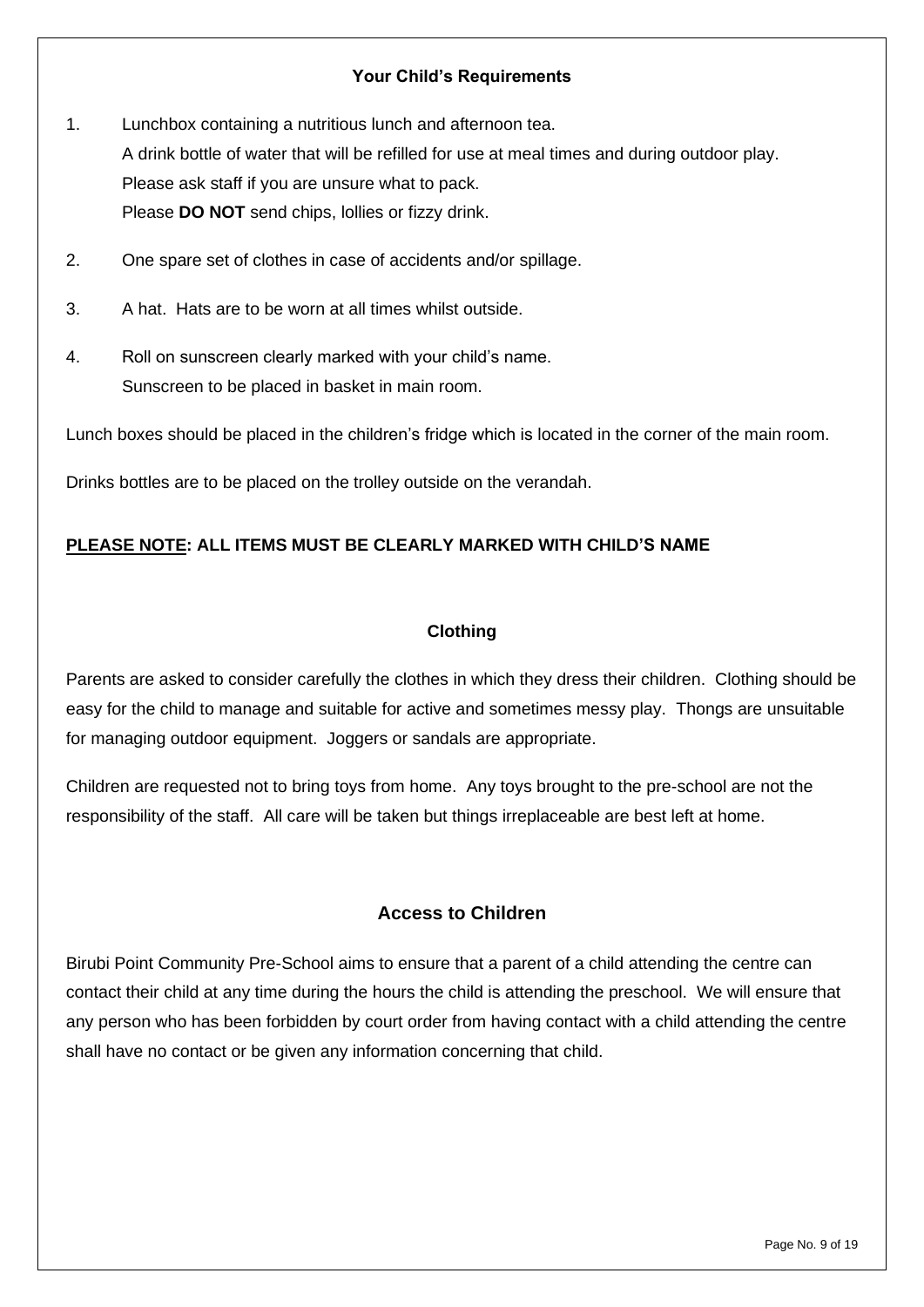## Your Child's Requirements

1. Lunchbox containing a nutritious lunch and afternoon tea.
   A drink bottle of water that will be refilled for use at meal times and during outdoor play.
   Please ask staff if you are unsure what to pack.
   Please **DO NOT** send chips, lollies or fizzy drink.

2. One spare set of clothes in case of accidents and/or spillage.

3. A hat. Hats are to be worn at all times whilst outside.

4. Roll on sunscreen clearly marked with your child's name.
   Sunscreen to be placed in basket in main room.

Lunch boxes should be placed in the children's fridge which is located in the corner of the main room.

Drinks bottles are to be placed on the trolley outside on the verandah.

**<u>PLEASE NOTE</u>: ALL ITEMS MUST BE CLEARLY MARKED WITH CHILD'S NAME**

## Clothing

Parents are asked to consider carefully the clothes in which they dress their children. Clothing should be easy for the child to manage and suitable for active and sometimes messy play. Thongs are unsuitable for managing outdoor equipment. Joggers or sandals are appropriate.

Children are requested not to bring toys from home. Any toys brought to the pre-school are not the responsibility of the staff. All care will be taken but things irreplaceable are best left at home.

## Access to Children

Birubi Point Community Pre-School aims to ensure that a parent of a child attending the centre can contact their child at any time during the hours the child is attending the preschool. We will ensure that any person who has been forbidden by court order from having contact with a child attending the centre shall have no contact or be given any information concerning that child.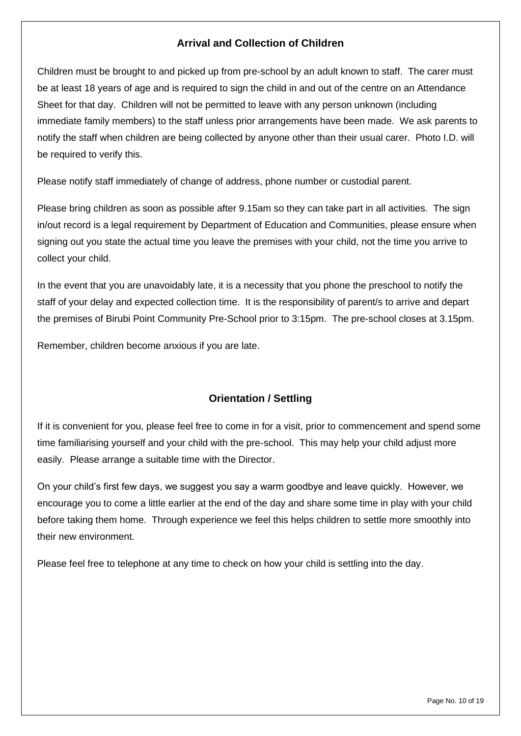## Arrival and Collection of Children

Children must be brought to and picked up from pre-school by an adult known to staff. The carer must be at least 18 years of age and is required to sign the child in and out of the centre on an Attendance Sheet for that day. Children will not be permitted to leave with any person unknown (including immediate family members) to the staff unless prior arrangements have been made. We ask parents to notify the staff when children are being collected by anyone other than their usual carer. Photo I.D. will be required to verify this.

Please notify staff immediately of change of address, phone number or custodial parent.

Please bring children as soon as possible after 9.15am so they can take part in all activities. The sign in/out record is a legal requirement by Department of Education and Communities, please ensure when signing out you state the actual time you leave the premises with your child, not the time you arrive to collect your child.

In the event that you are unavoidably late, it is a necessity that you phone the preschool to notify the staff of your delay and expected collection time. It is the responsibility of parent/s to arrive and depart the premises of Birubi Point Community Pre-School prior to 3:15pm. The pre-school closes at 3.15pm.

Remember, children become anxious if you are late.

## Orientation / Settling

If it is convenient for you, please feel free to come in for a visit, prior to commencement and spend some time familiarising yourself and your child with the pre-school. This may help your child adjust more easily. Please arrange a suitable time with the Director.

On your child's first few days, we suggest you say a warm goodbye and leave quickly. However, we encourage you to come a little earlier at the end of the day and share some time in play with your child before taking them home. Through experience we feel this helps children to settle more smoothly into their new environment.

Please feel free to telephone at any time to check on how your child is settling into the day.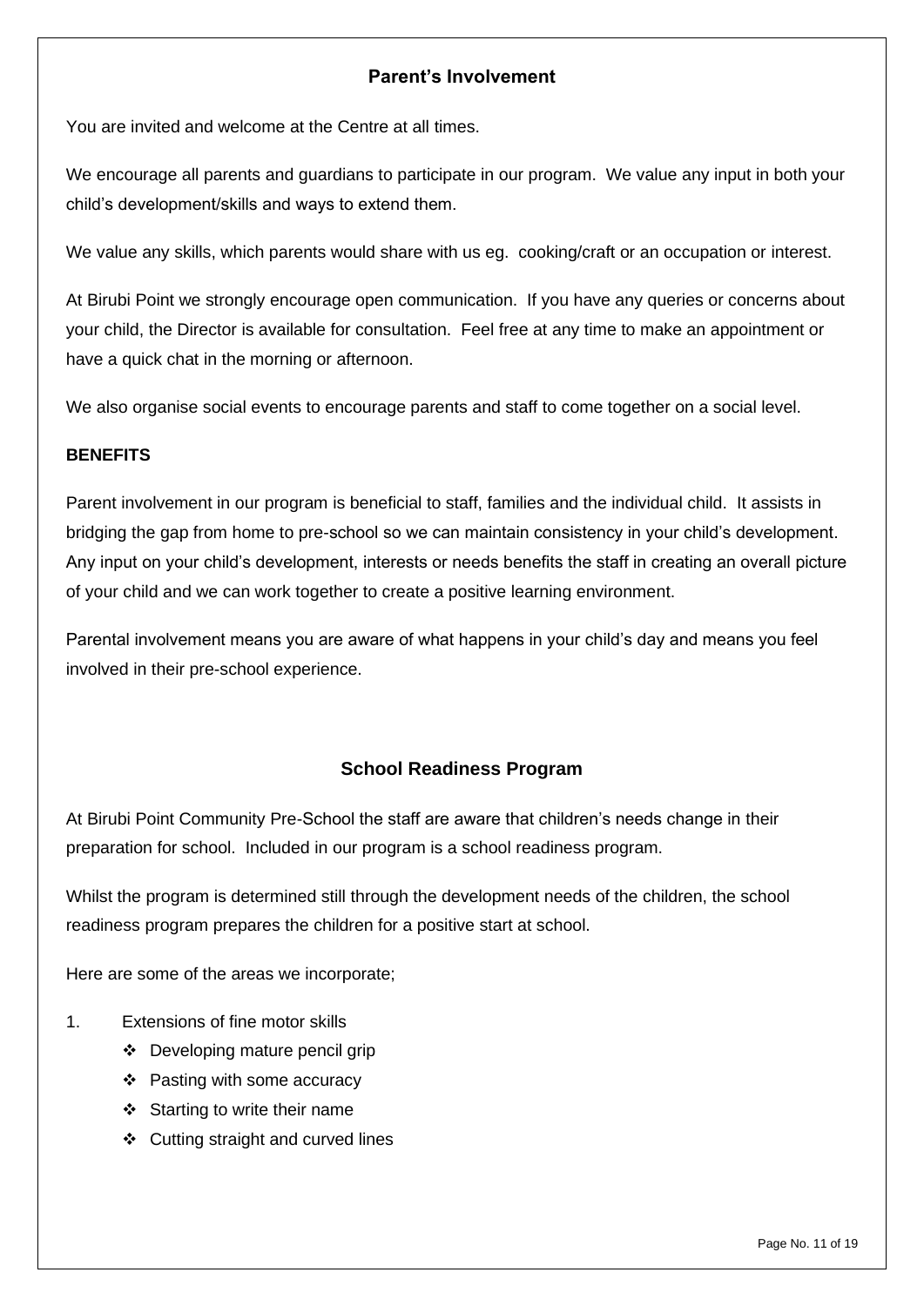## Parent's Involvement

You are invited and welcome at the Centre at all times.

We encourage all parents and guardians to participate in our program. We value any input in both your child's development/skills and ways to extend them.

We value any skills, which parents would share with us eg. cooking/craft or an occupation or interest.

At Birubi Point we strongly encourage open communication. If you have any queries or concerns about your child, the Director is available for consultation. Feel free at any time to make an appointment or have a quick chat in the morning or afternoon.

We also organise social events to encourage parents and staff to come together on a social level.

**BENEFITS**

Parent involvement in our program is beneficial to staff, families and the individual child. It assists in bridging the gap from home to pre-school so we can maintain consistency in your child's development. Any input on your child's development, interests or needs benefits the staff in creating an overall picture of your child and we can work together to create a positive learning environment.

Parental involvement means you are aware of what happens in your child's day and means you feel involved in their pre-school experience.

## School Readiness Program

At Birubi Point Community Pre-School the staff are aware that children's needs change in their preparation for school. Included in our program is a school readiness program.

Whilst the program is determined still through the development needs of the children, the school readiness program prepares the children for a positive start at school.

Here are some of the areas we incorporate;

1. Extensions of fine motor skills
   - Developing mature pencil grip
   - Pasting with some accuracy
   - Starting to write their name
   - Cutting straight and curved lines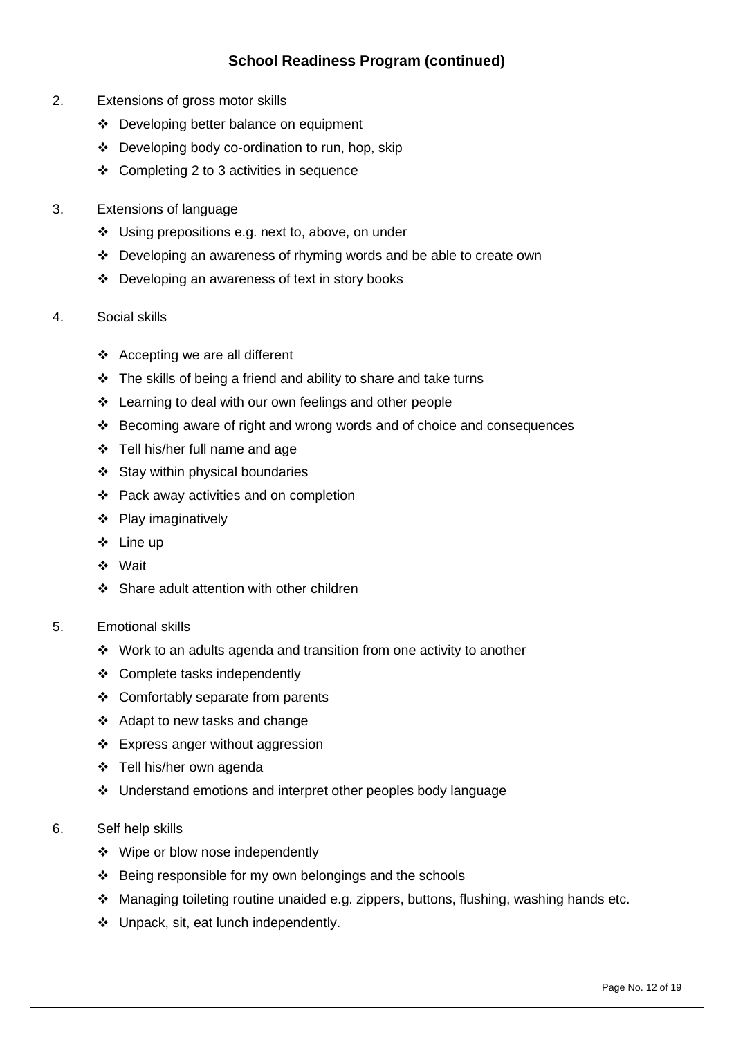**School Readiness Program (continued)**

2. Extensions of gross motor skills
   - Developing better balance on equipment
   - Developing body co-ordination to run, hop, skip
   - Completing 2 to 3 activities in sequence

3. Extensions of language
   - Using prepositions e.g. next to, above, on under
   - Developing an awareness of rhyming words and be able to create own
   - Developing an awareness of text in story books

4. Social skills
   - Accepting we are all different
   - The skills of being a friend and ability to share and take turns
   - Learning to deal with our own feelings and other people
   - Becoming aware of right and wrong words and of choice and consequences
   - Tell his/her full name and age
   - Stay within physical boundaries
   - Pack away activities and on completion
   - Play imaginatively
   - Line up
   - Wait
   - Share adult attention with other children

5. Emotional skills
   - Work to an adults agenda and transition from one activity to another
   - Complete tasks independently
   - Comfortably separate from parents
   - Adapt to new tasks and change
   - Express anger without aggression
   - Tell his/her own agenda
   - Understand emotions and interpret other peoples body language

6. Self help skills
   - Wipe or blow nose independently
   - Being responsible for my own belongings and the schools
   - Managing toileting routine unaided e.g. zippers, buttons, flushing, washing hands etc.
   - Unpack, sit, eat lunch independently.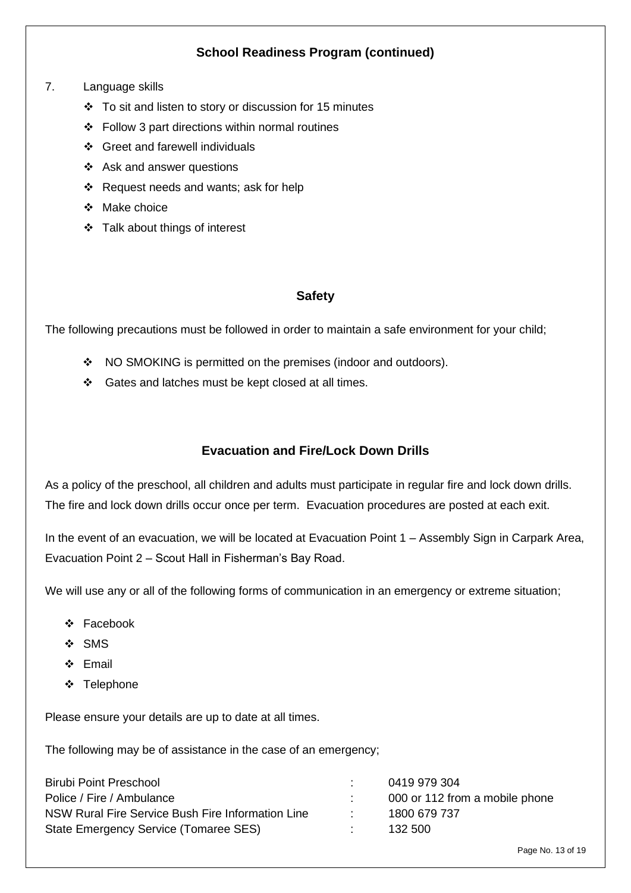## School Readiness Program (continued)

7. Language skills
    - To sit and listen to story or discussion for 15 minutes
    - Follow 3 part directions within normal routines
    - Greet and farewell individuals
    - Ask and answer questions
    - Request needs and wants; ask for help
    - Make choice
    - Talk about things of interest

## Safety

The following precautions must be followed in order to maintain a safe environment for your child;

- NO SMOKING is permitted on the premises (indoor and outdoors).
- Gates and latches must be kept closed at all times.

## Evacuation and Fire/Lock Down Drills

As a policy of the preschool, all children and adults must participate in regular fire and lock down drills. The fire and lock down drills occur once per term. Evacuation procedures are posted at each exit.

In the event of an evacuation, we will be located at Evacuation Point 1 – Assembly Sign in Carpark Area, Evacuation Point 2 – Scout Hall in Fisherman's Bay Road.

We will use any or all of the following forms of communication in an emergency or extreme situation;

- Facebook
- SMS
- Email
- Telephone

Please ensure your details are up to date at all times.

The following may be of assistance in the case of an emergency;

| | | |
|---|---|---|
| Birubi Point Preschool | : | 0419 979 304 |
| Police / Fire / Ambulance | : | 000 or 112 from a mobile phone |
| NSW Rural Fire Service Bush Fire Information Line | : | 1800 679 737 |
| State Emergency Service (Tomaree SES) | : | 132 500 |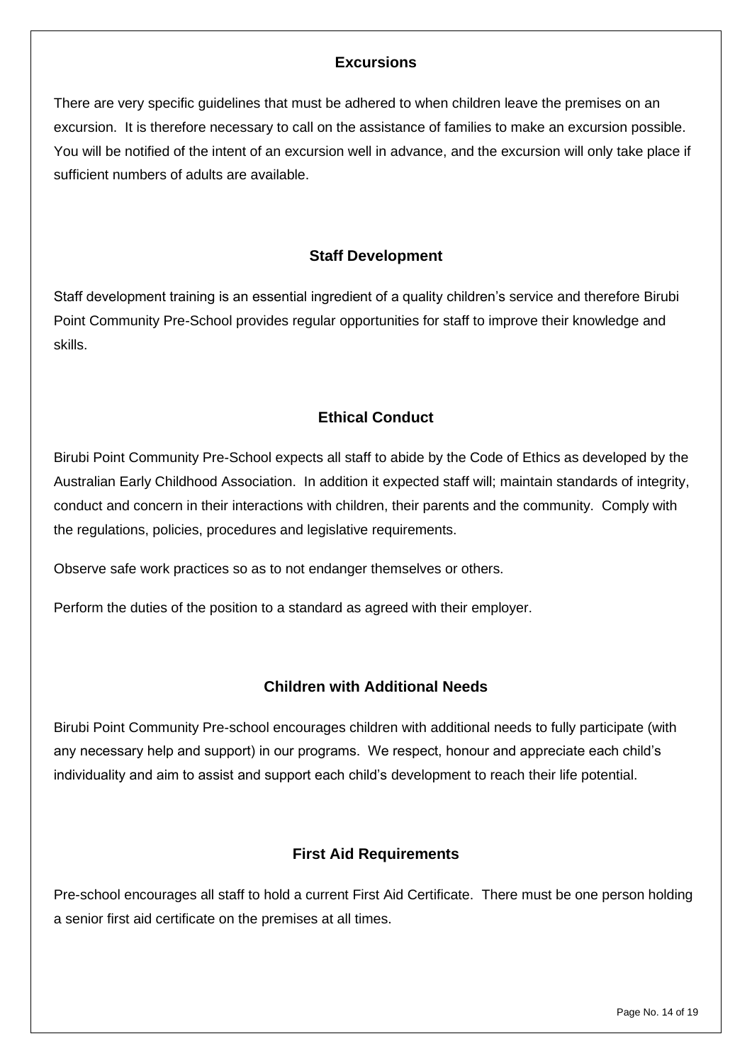## Excursions

There are very specific guidelines that must be adhered to when children leave the premises on an excursion. It is therefore necessary to call on the assistance of families to make an excursion possible. You will be notified of the intent of an excursion well in advance, and the excursion will only take place if sufficient numbers of adults are available.

## Staff Development

Staff development training is an essential ingredient of a quality children's service and therefore Birubi Point Community Pre-School provides regular opportunities for staff to improve their knowledge and skills.

## Ethical Conduct

Birubi Point Community Pre-School expects all staff to abide by the Code of Ethics as developed by the Australian Early Childhood Association. In addition it expected staff will; maintain standards of integrity, conduct and concern in their interactions with children, their parents and the community. Comply with the regulations, policies, procedures and legislative requirements.

Observe safe work practices so as to not endanger themselves or others.

Perform the duties of the position to a standard as agreed with their employer.

## Children with Additional Needs

Birubi Point Community Pre-school encourages children with additional needs to fully participate (with any necessary help and support) in our programs. We respect, honour and appreciate each child's individuality and aim to assist and support each child's development to reach their life potential.

## First Aid Requirements

Pre-school encourages all staff to hold a current First Aid Certificate. There must be one person holding a senior first aid certificate on the premises at all times.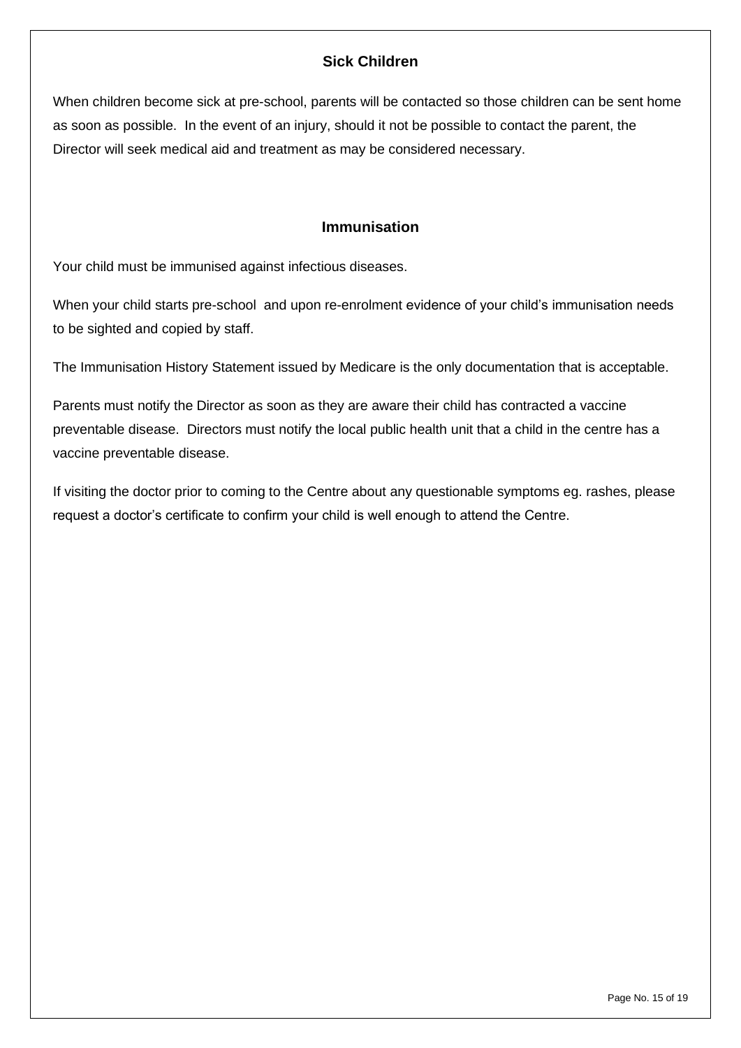## Sick Children

When children become sick at pre-school, parents will be contacted so those children can be sent home as soon as possible. In the event of an injury, should it not be possible to contact the parent, the Director will seek medical aid and treatment as may be considered necessary.

## Immunisation

Your child must be immunised against infectious diseases.

When your child starts pre-school and upon re-enrolment evidence of your child's immunisation needs to be sighted and copied by staff.

The Immunisation History Statement issued by Medicare is the only documentation that is acceptable.

Parents must notify the Director as soon as they are aware their child has contracted a vaccine preventable disease. Directors must notify the local public health unit that a child in the centre has a vaccine preventable disease.

If visiting the doctor prior to coming to the Centre about any questionable symptoms eg. rashes, please request a doctor's certificate to confirm your child is well enough to attend the Centre.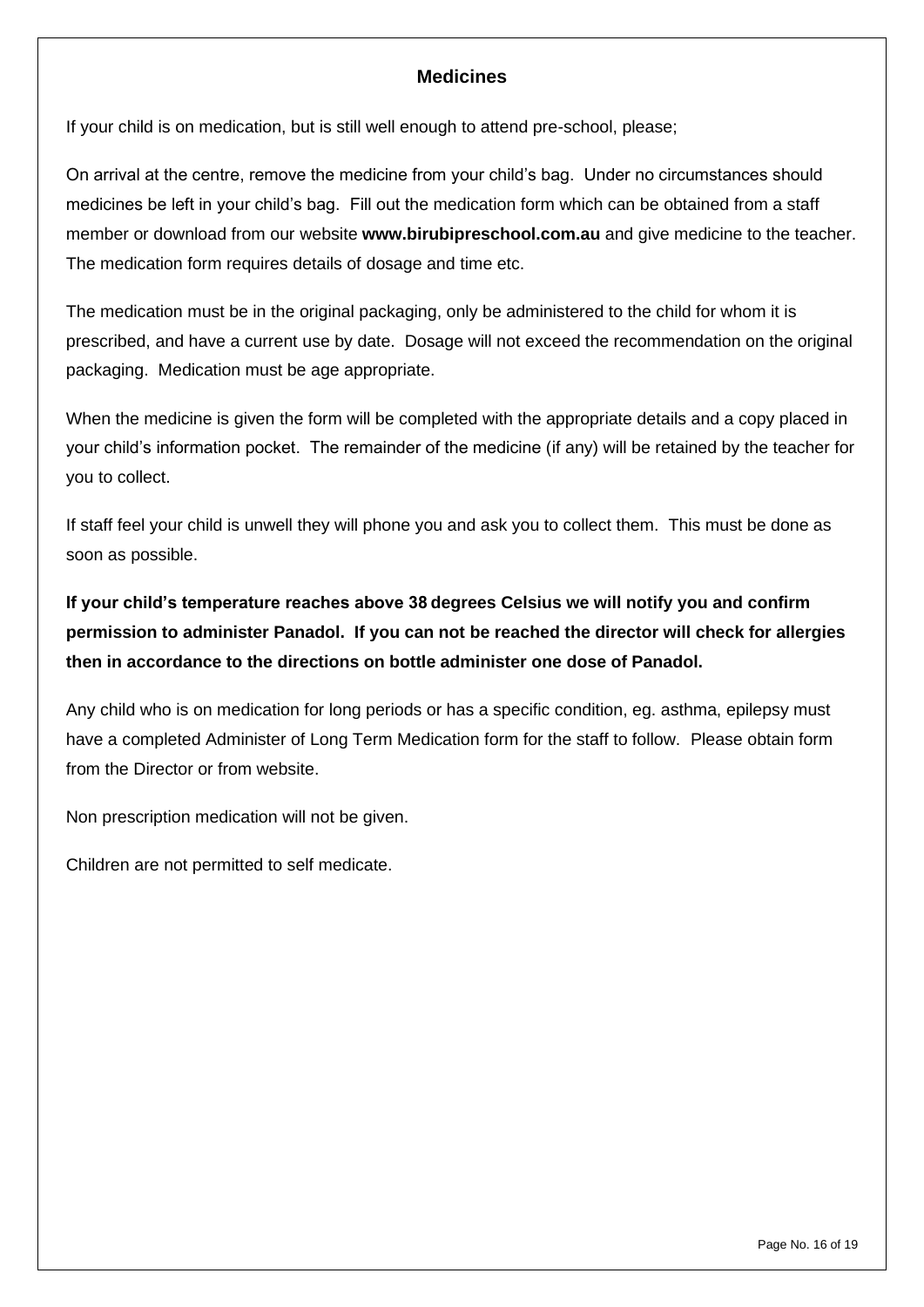## Medicines

If your child is on medication, but is still well enough to attend pre-school, please;

On arrival at the centre, remove the medicine from your child's bag. Under no circumstances should medicines be left in your child's bag. Fill out the medication form which can be obtained from a staff member or download from our website **www.birubipreschool.com.au** and give medicine to the teacher. The medication form requires details of dosage and time etc.

The medication must be in the original packaging, only be administered to the child for whom it is prescribed, and have a current use by date. Dosage will not exceed the recommendation on the original packaging. Medication must be age appropriate.

When the medicine is given the form will be completed with the appropriate details and a copy placed in your child's information pocket. The remainder of the medicine (if any) will be retained by the teacher for you to collect.

If staff feel your child is unwell they will phone you and ask you to collect them. This must be done as soon as possible.

**If your child's temperature reaches above 38 degrees Celsius we will notify you and confirm permission to administer Panadol. If you can not be reached the director will check for allergies then in accordance to the directions on bottle administer one dose of Panadol.**

Any child who is on medication for long periods or has a specific condition, eg. asthma, epilepsy must have a completed Administer of Long Term Medication form for the staff to follow. Please obtain form from the Director or from website.

Non prescription medication will not be given.

Children are not permitted to self medicate.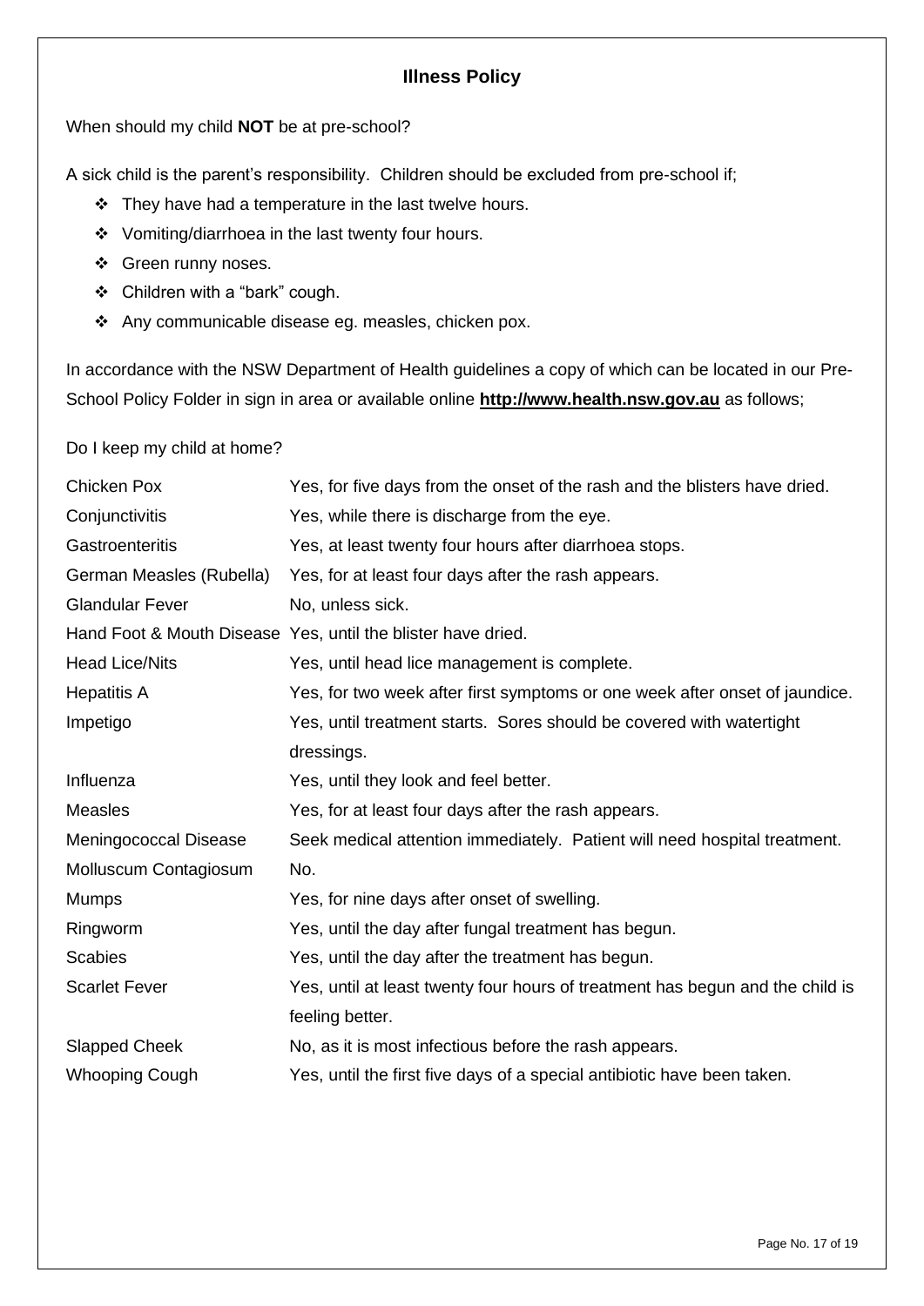## Illness Policy

When should my child **NOT** be at pre-school?

A sick child is the parent's responsibility. Children should be excluded from pre-school if;

- They have had a temperature in the last twelve hours.
- Vomiting/diarrhoea in the last twenty four hours.
- Green runny noses.
- Children with a "bark" cough.
- Any communicable disease eg. measles, chicken pox.

In accordance with the NSW Department of Health guidelines a copy of which can be located in our Pre-School Policy Folder in sign in area or available online **http://www.health.nsw.gov.au** as follows;

Do I keep my child at home?

| | |
|---|---|
| Chicken Pox | Yes, for five days from the onset of the rash and the blisters have dried. |
| Conjunctivitis | Yes, while there is discharge from the eye. |
| Gastroenteritis | Yes, at least twenty four hours after diarrhoea stops. |
| German Measles (Rubella) | Yes, for at least four days after the rash appears. |
| Glandular Fever | No, unless sick. |
| Hand Foot & Mouth Disease | Yes, until the blister have dried. |
| Head Lice/Nits | Yes, until head lice management is complete. |
| Hepatitis A | Yes, for two week after first symptoms or one week after onset of jaundice. |
| Impetigo | Yes, until treatment starts. Sores should be covered with watertight dressings. |
| Influenza | Yes, until they look and feel better. |
| Measles | Yes, for at least four days after the rash appears. |
| Meningococcal Disease | Seek medical attention immediately. Patient will need hospital treatment. |
| Molluscum Contagiosum | No. |
| Mumps | Yes, for nine days after onset of swelling. |
| Ringworm | Yes, until the day after fungal treatment has begun. |
| Scabies | Yes, until the day after the treatment has begun. |
| Scarlet Fever | Yes, until at least twenty four hours of treatment has begun and the child is feeling better. |
| Slapped Cheek | No, as it is most infectious before the rash appears. |
| Whooping Cough | Yes, until the first five days of a special antibiotic have been taken. |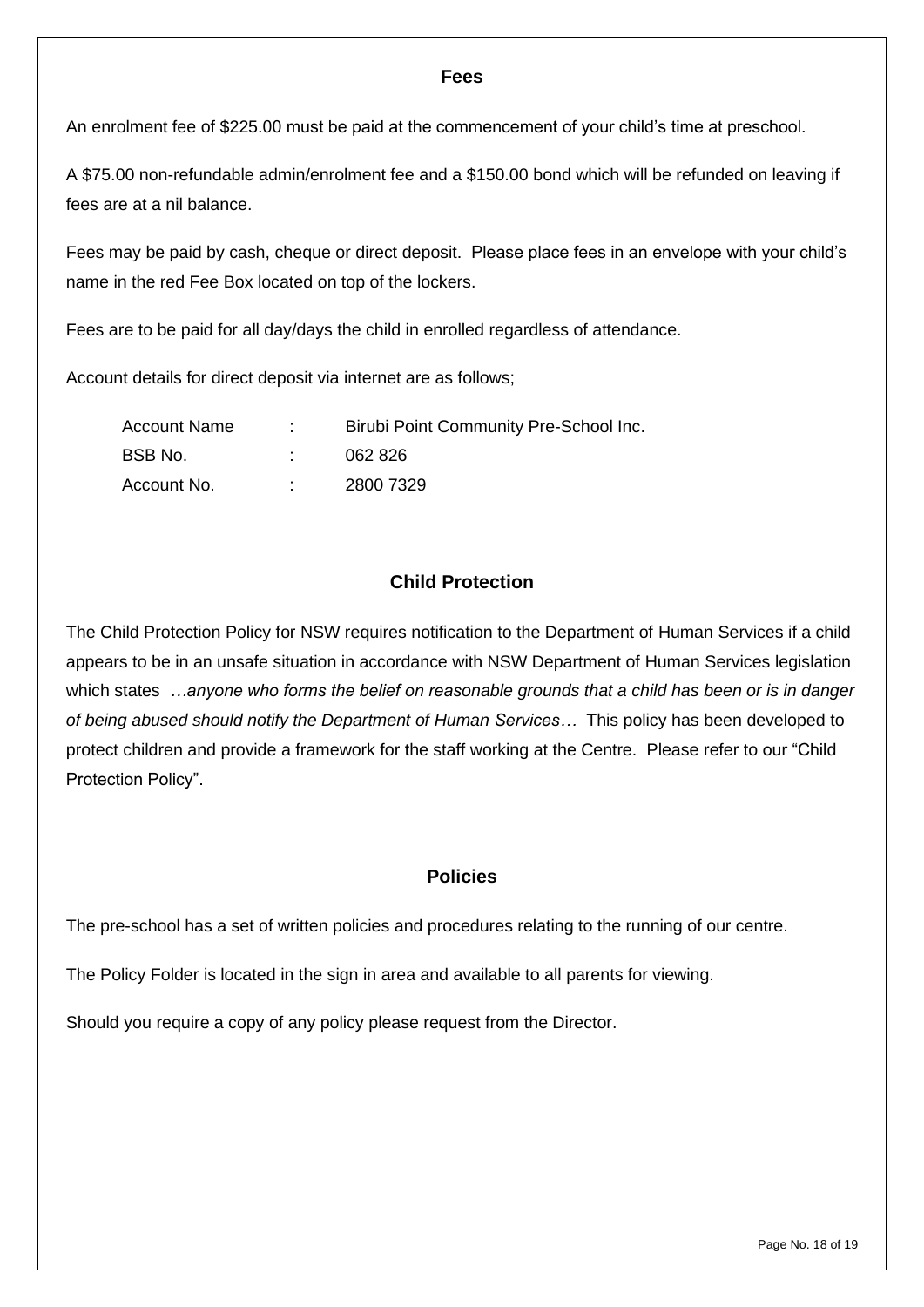## Fees

An enrolment fee of $225.00 must be paid at the commencement of your child's time at preschool.

A $75.00 non-refundable admin/enrolment fee and a $150.00 bond which will be refunded on leaving if fees are at a nil balance.

Fees may be paid by cash, cheque or direct deposit. Please place fees in an envelope with your child's name in the red Fee Box located on top of the lockers.

Fees are to be paid for all day/days the child in enrolled regardless of attendance.

Account details for direct deposit via internet are as follows;

| | | |
|---|---|---|
| Account Name | : | Birubi Point Community Pre-School Inc. |
| BSB No. | : | 062 826 |
| Account No. | : | 2800 7329 |

## Child Protection

The Child Protection Policy for NSW requires notification to the Department of Human Services if a child appears to be in an unsafe situation in accordance with NSW Department of Human Services legislation which states *…anyone who forms the belief on reasonable grounds that a child has been or is in danger of being abused should notify the Department of Human Services…* This policy has been developed to protect children and provide a framework for the staff working at the Centre. Please refer to our "Child Protection Policy".

## Policies

The pre-school has a set of written policies and procedures relating to the running of our centre.

The Policy Folder is located in the sign in area and available to all parents for viewing.

Should you require a copy of any policy please request from the Director.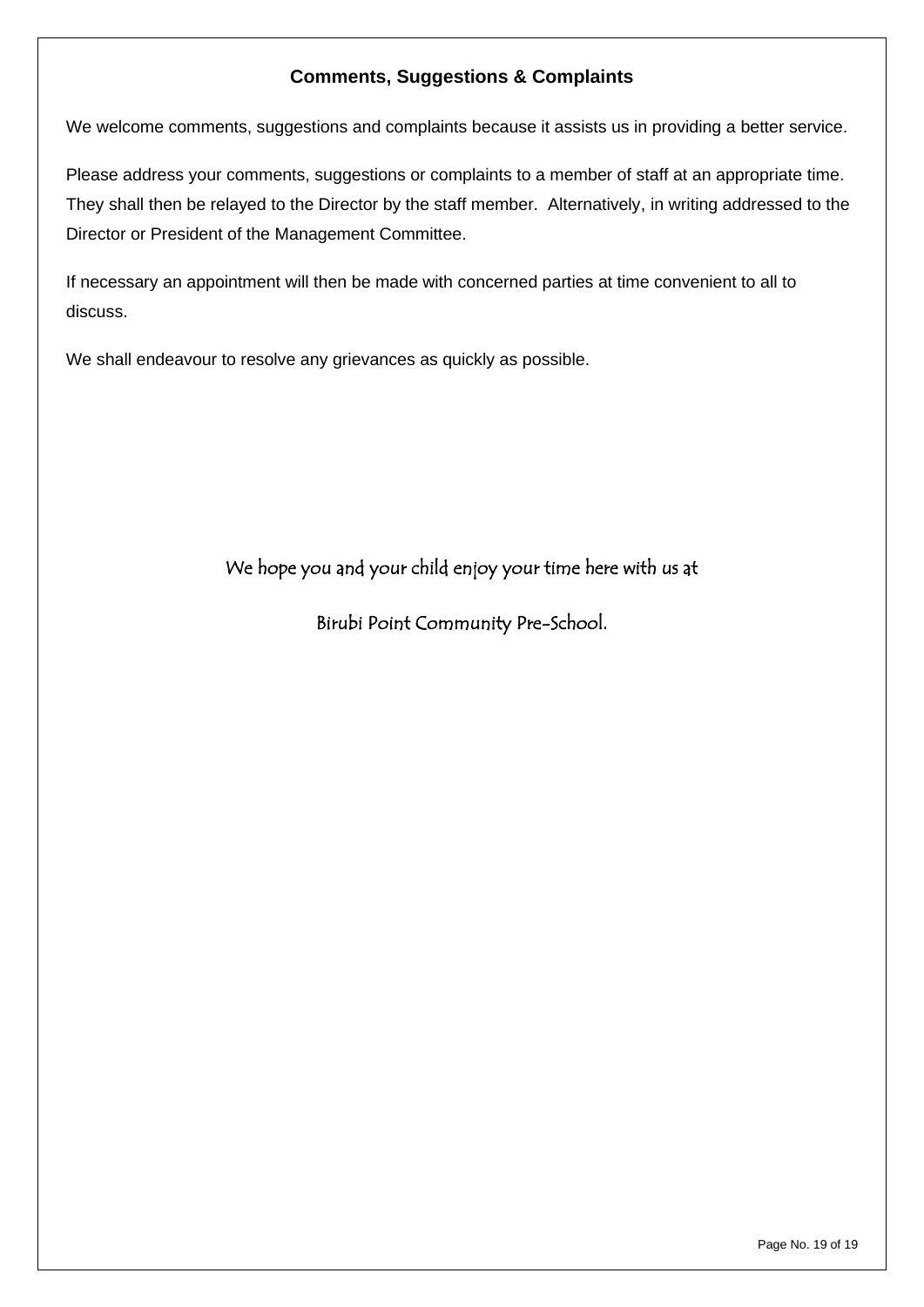## Comments, Suggestions & Complaints

We welcome comments, suggestions and complaints because it assists us in providing a better service.

Please address your comments, suggestions or complaints to a member of staff at an appropriate time. They shall then be relayed to the Director by the staff member. Alternatively, in writing addressed to the Director or President of the Management Committee.

If necessary an appointment will then be made with concerned parties at time convenient to all to discuss.

We shall endeavour to resolve any grievances as quickly as possible.

*We hope you and your child enjoy your time here with us at*

*Birubi Point Community Pre-School.*